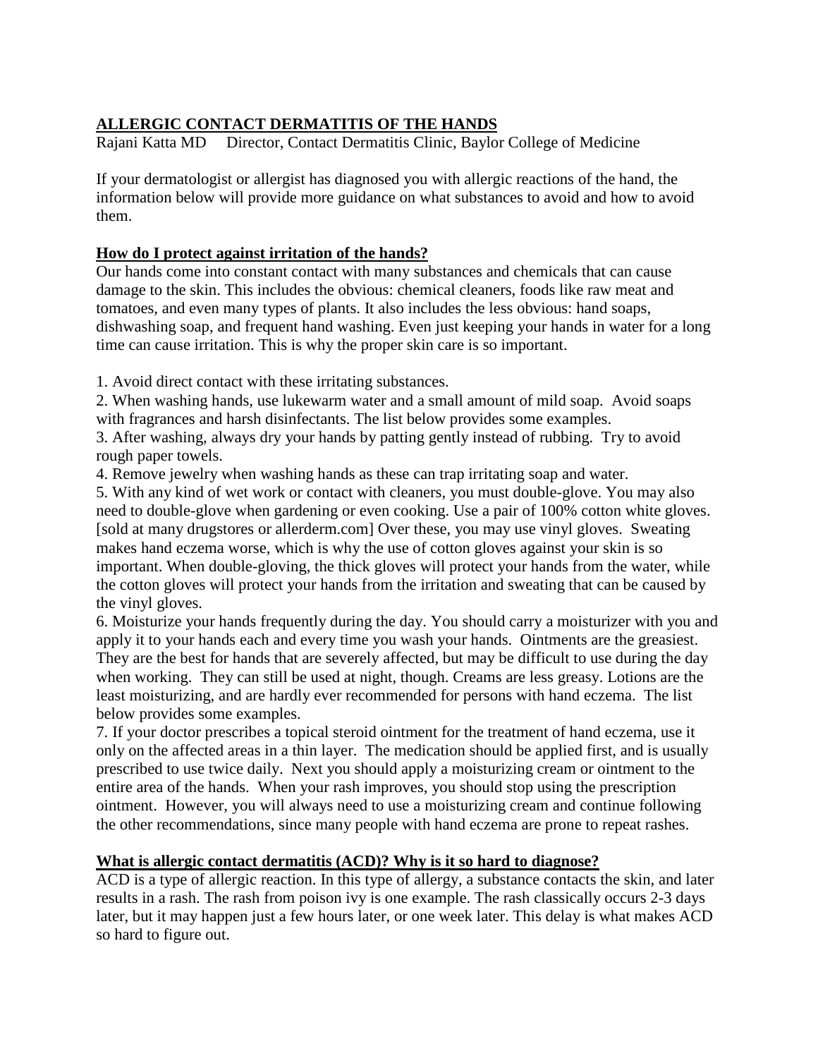# ALLERGIC CONTACT DERMATITIS OF THE HANDS

Rajani Katta MD Director, Contact Dermatitis Clinic, Baylor College of Medicine

If your dermatologist or allergist has diagnosed you with allergic reactions of the hand, the information below will provide more guidance on what substances to avoid and how to avoid them.

## How do I protect against irritation of the hands?

Our hands come into constant contact with many substances and chemicals that can cause damage to the skin. This includes the obvious: chemical cleaners, foods like raw meat and tomatoes, and even many types of plants. It also includes the less obvious: hand soaps, dishwashing soap, and frequent hand washing. Even just keeping your hands in water for a long time can cause irritation. This is why the proper skin care is so important.

1. Avoid direct contact with these irritating substances.
2. When washing hands, use lukewarm water and a small amount of mild soap. Avoid soaps with fragrances and harsh disinfectants. The list below provides some examples.
3. After washing, always dry your hands by patting gently instead of rubbing. Try to avoid rough paper towels.
4. Remove jewelry when washing hands as these can trap irritating soap and water.
5. With any kind of wet work or contact with cleaners, you must double-glove. You may also need to double-glove when gardening or even cooking. Use a pair of 100% cotton white gloves. [sold at many drugstores or allerderm.com] Over these, you may use vinyl gloves. Sweating makes hand eczema worse, which is why the use of cotton gloves against your skin is so important. When double-gloving, the thick gloves will protect your hands from the water, while the cotton gloves will protect your hands from the irritation and sweating that can be caused by the vinyl gloves.
6. Moisturize your hands frequently during the day. You should carry a moisturizer with you and apply it to your hands each and every time you wash your hands. Ointments are the greasiest. They are the best for hands that are severely affected, but may be difficult to use during the day when working. They can still be used at night, though. Creams are less greasy. Lotions are the least moisturizing, and are hardly ever recommended for persons with hand eczema. The list below provides some examples.
7. If your doctor prescribes a topical steroid ointment for the treatment of hand eczema, use it only on the affected areas in a thin layer. The medication should be applied first, and is usually prescribed to use twice daily. Next you should apply a moisturizing cream or ointment to the entire area of the hands. When your rash improves, you should stop using the prescription ointment. However, you will always need to use a moisturizing cream and continue following the other recommendations, since many people with hand eczema are prone to repeat rashes.

## What is allergic contact dermatitis (ACD)? Why is it so hard to diagnose?

ACD is a type of allergic reaction. In this type of allergy, a substance contacts the skin, and later results in a rash. The rash from poison ivy is one example. The rash classically occurs 2-3 days later, but it may happen just a few hours later, or one week later. This delay is what makes ACD so hard to figure out.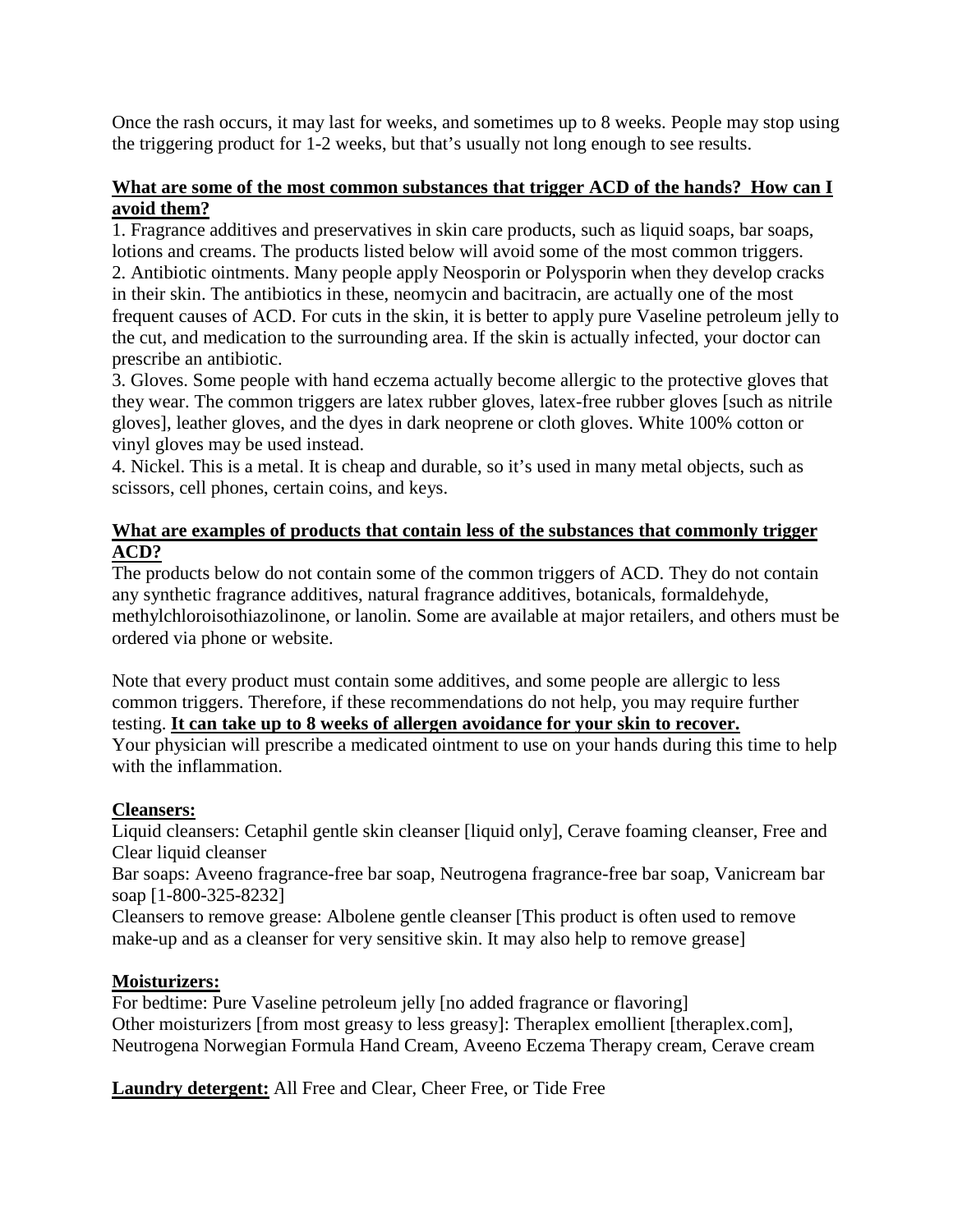Once the rash occurs, it may last for weeks, and sometimes up to 8 weeks. People may stop using the triggering product for 1-2 weeks, but that's usually not long enough to see results.

**What are some of the most common substances that trigger ACD of the hands? How can I avoid them?**

1. Fragrance additives and preservatives in skin care products, such as liquid soaps, bar soaps, lotions and creams. The products listed below will avoid some of the most common triggers.
2. Antibiotic ointments. Many people apply Neosporin or Polysporin when they develop cracks in their skin. The antibiotics in these, neomycin and bacitracin, are actually one of the most frequent causes of ACD. For cuts in the skin, it is better to apply pure Vaseline petroleum jelly to the cut, and medication to the surrounding area. If the skin is actually infected, your doctor can prescribe an antibiotic.
3. Gloves. Some people with hand eczema actually become allergic to the protective gloves that they wear. The common triggers are latex rubber gloves, latex-free rubber gloves [such as nitrile gloves], leather gloves, and the dyes in dark neoprene or cloth gloves. White 100% cotton or vinyl gloves may be used instead.
4. Nickel. This is a metal. It is cheap and durable, so it's used in many metal objects, such as scissors, cell phones, certain coins, and keys.

**What are examples of products that contain less of the substances that commonly trigger ACD?**

The products below do not contain some of the common triggers of ACD. They do not contain any synthetic fragrance additives, natural fragrance additives, botanicals, formaldehyde, methylchloroisothiazolinone, or lanolin. Some are available at major retailers, and others must be ordered via phone or website.

Note that every product must contain some additives, and some people are allergic to less common triggers. Therefore, if these recommendations do not help, you may require further testing. **It can take up to 8 weeks of allergen avoidance for your skin to recover.** Your physician will prescribe a medicated ointment to use on your hands during this time to help with the inflammation.

**Cleansers:**

Liquid cleansers: Cetaphil gentle skin cleanser [liquid only], Cerave foaming cleanser, Free and Clear liquid cleanser

Bar soaps: Aveeno fragrance-free bar soap, Neutrogena fragrance-free bar soap, Vanicream bar soap [1-800-325-8232]

Cleansers to remove grease: Albolene gentle cleanser [This product is often used to remove make-up and as a cleanser for very sensitive skin. It may also help to remove grease]

**Moisturizers:**

For bedtime: Pure Vaseline petroleum jelly [no added fragrance or flavoring]

Other moisturizers [from most greasy to less greasy]: Theraplex emollient [theraplex.com], Neutrogena Norwegian Formula Hand Cream, Aveeno Eczema Therapy cream, Cerave cream

**Laundry detergent:** All Free and Clear, Cheer Free, or Tide Free